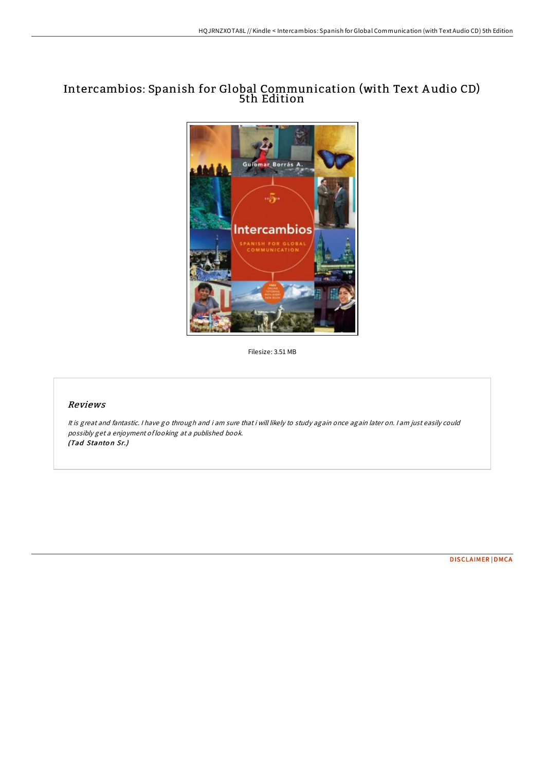# Intercambios: Spanish for Global Communication (with Text Audio CD) 5th Edition

Filesize: 3.51 MB

## Reviews

*It is great and fantastic. I have go through and i am sure that i will likely to study again once again later on. I am just easily could possibly get a enjoyment of looking at a published book.*
*(Tad Stanton Sr.)*

DISCLAIMER | DMCA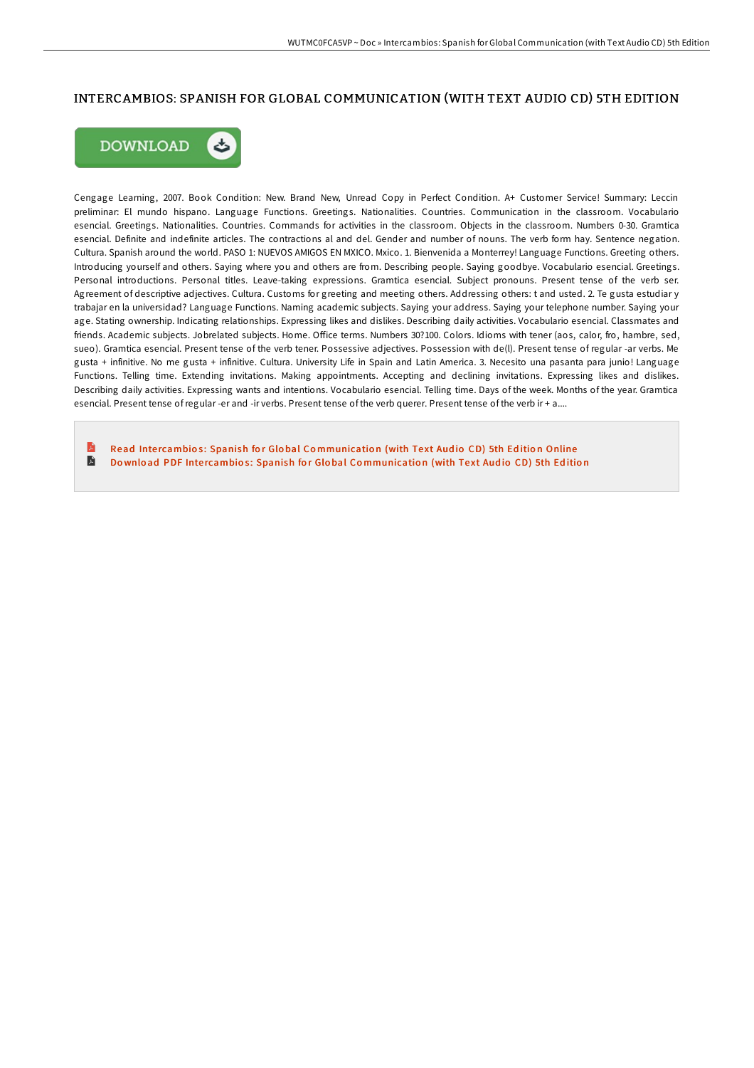# INTERCAMBIOS: SPANISH FOR GLOBAL COMMUNICATION (WITH TEXT AUDIO CD) 5TH EDITION

Cengage Learning, 2007. Book Condition: New. Brand New, Unread Copy in Perfect Condition. A+ Customer Service! Summary: Leccin preliminar: El mundo hispano. Language Functions. Greetings. Nationalities. Countries. Communication in the classroom. Vocabulario esencial. Greetings. Nationalities. Countries. Commands for activities in the classroom. Objects in the classroom. Numbers 0-30. Gramtica esencial. Definite and indefinite articles. The contractions al and del. Gender and number of nouns. The verb form hay. Sentence negation. Cultura. Spanish around the world. PASO 1: NUEVOS AMIGOS EN MXICO. Mxico. 1. Bienvenida a Monterrey! Language Functions. Greeting others. Introducing yourself and others. Saying where you and others are from. Describing people. Saying goodbye. Vocabulario esencial. Greetings. Personal introductions. Personal titles. Leave-taking expressions. Gramtica esencial. Subject pronouns. Present tense of the verb ser. Agreement of descriptive adjectives. Cultura. Customs for greeting and meeting others. Addressing others: t and usted. 2. Te gusta estudiar y trabajar en la universidad? Language Functions. Naming academic subjects. Saying your address. Saying your telephone number. Saying your age. Stating ownership. Indicating relationships. Expressing likes and dislikes. Describing daily activities. Vocabulario esencial. Classmates and friends. Academic subjects. Jobrelated subjects. Home. Office terms. Numbers 30?100. Colors. Idioms with tener (aos, calor, fro, hambre, sed, sueo). Gramtica esencial. Present tense of the verb tener. Possessive adjectives. Possession with de(l). Present tense of regular -ar verbs. Me gusta + infinitive. No me gusta + infinitive. Cultura. University Life in Spain and Latin America. 3. Necesito una pasanta para junio! Language Functions. Telling time. Extending invitations. Making appointments. Accepting and declining invitations. Expressing likes and dislikes. Describing daily activities. Expressing wants and intentions. Vocabulario esencial. Telling time. Days of the week. Months of the year. Gramtica esencial. Present tense of regular -er and -ir verbs. Present tense of the verb querer. Present tense of the verb ir + a....

Read Intercambios: Spanish for Global Communication (with Text Audio CD) 5th Edition Online

Download PDF Intercambios: Spanish for Global Communication (with Text Audio CD) 5th Edition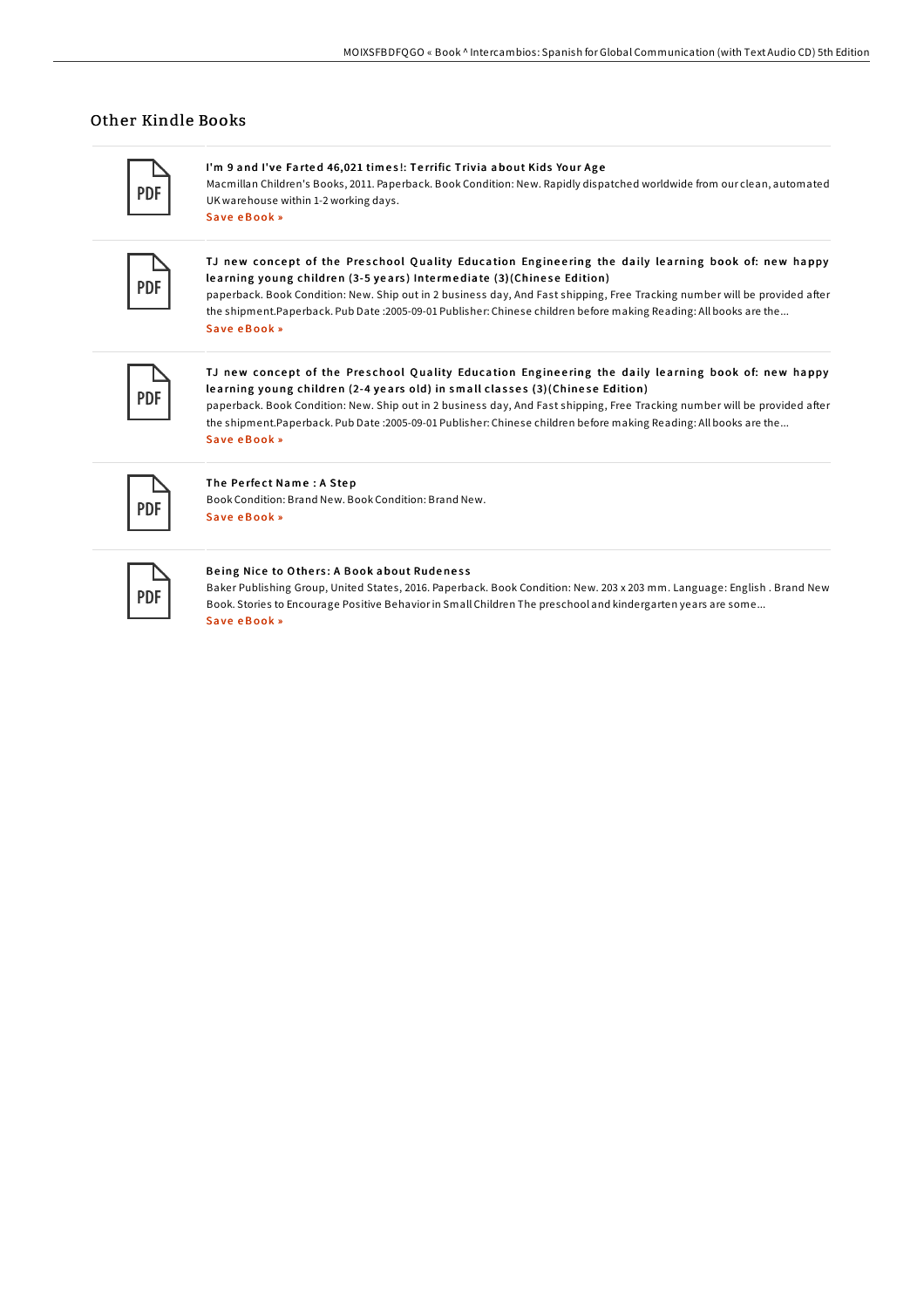## Other Kindle Books

PDF

**I'm 9 and I've Farted 46,021 times!: Terrific Trivia about Kids Your Age**

Macmillan Children's Books, 2011. Paperback. Book Condition: New. Rapidly dispatched worldwide from our clean, automated UK warehouse within 1-2 working days.

Save eBook »

PDF

**TJ new concept of the Preschool Quality Education Engineering the daily learning book of: new happy learning young children (3-5 years) Intermediate (3)(Chinese Edition)**

paperback. Book Condition: New. Ship out in 2 business day, And Fast shipping, Free Tracking number will be provided after the shipment.Paperback. Pub Date :2005-09-01 Publisher: Chinese children before making Reading: All books are the...

Save eBook »

PDF

**TJ new concept of the Preschool Quality Education Engineering the daily learning book of: new happy learning young children (2-4 years old) in small classes (3)(Chinese Edition)**

paperback. Book Condition: New. Ship out in 2 business day, And Fast shipping, Free Tracking number will be provided after the shipment.Paperback. Pub Date :2005-09-01 Publisher: Chinese children before making Reading: All books are the...

Save eBook »

PDF

**The Perfect Name : A Step**

Book Condition: Brand New. Book Condition: Brand New.

Save eBook »

PDF

**Being Nice to Others: A Book about Rudeness**

Baker Publishing Group, United States, 2016. Paperback. Book Condition: New. 203 x 203 mm. Language: English . Brand New Book. Stories to Encourage Positive Behavior in Small Children The preschool and kindergarten years are some...

Save eBook »